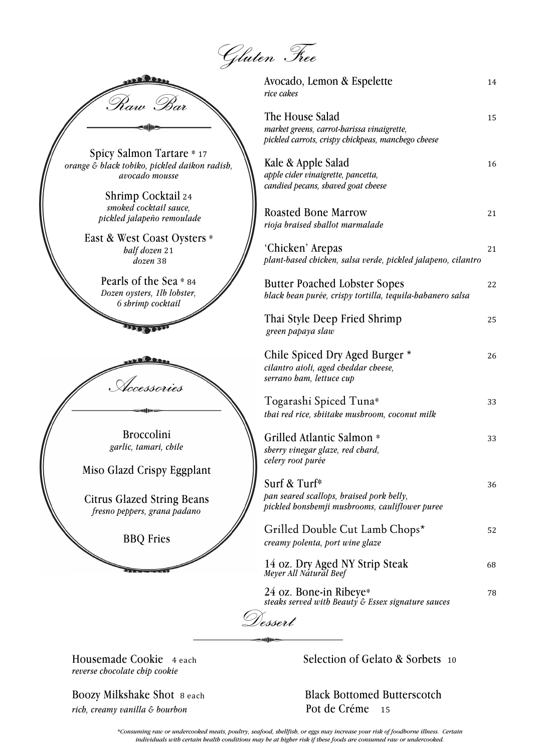# Gluten Free

## Raw Bar

**Spicy Salmon Tartare** * 17
*orange & black tobiko, pickled daikon radish, avocado mousse*

**Shrimp Cocktail** 24
*smoked cocktail sauce, pickled jalapeño remoulade*

**East & West Coast Oysters** *
*half dozen* 21
*dozen* 38

**Pearls of the Sea** * 84
*Dozen oysters, 1lb lobster, 6 shrimp cocktail*

## Accessories

**Broccolini**
*garlic, tamari, chile*

**Miso Glazd Crispy Eggplant**

**Citrus Glazed String Beans**
*fresno peppers, grana padano*

**BBQ Fries**

---

**Avocado, Lemon & Espelette** 14
*rice cakes*

**The House Salad** 15
*market greens, carrot-harissa vinaigrette, pickled carrots, crispy chickpeas, manchego cheese*

**Kale & Apple Salad** 16
*apple cider vinaigrette, pancetta, candied pecans, shaved goat cheese*

**Roasted Bone Marrow** 21
*rioja braised shallot marmalade*

**'Chicken' Arepas** 21
*plant-based chicken, salsa verde, pickled jalapeno, cilantro*

**Butter Poached Lobster Sopes** 22
*black bean purée, crispy tortilla, tequila-habanero salsa*

**Thai Style Deep Fried Shrimp** 25
*green papaya slaw*

**Chile Spiced Dry Aged Burger** * 26
*cilantro aioli, aged cheddar cheese, serrano ham, lettuce cup*

**Togarashi Spiced Tuna*** 33
*thai red rice, shiitake mushroom, coconut milk*

**Grilled Atlantic Salmon** * 33
*sherry vinegar glaze, red chard, celery root purée*

**Surf & Turf*** 36
*pan seared scallops, braised pork belly, pickled honshemji mushrooms, cauliflower puree*

**Grilled Double Cut Lamb Chops*** 52
*creamy polenta, port wine glaze*

**14 oz. Dry Aged NY Strip Steak** 68
*Meyer All Natural Beef*

**24 oz. Bone-in Ribeye*** 78
*steaks served with Beauty & Essex signature sauces*

## Dessert

**Housemade Cookie** 4 each
*reverse chocolate chip cookie*

**Boozy Milkshake Shot** 8 each
*rich, creamy vanilla & bourbon*

**Selection of Gelato & Sorbets** 10

**Black Bottomed Butterscotch Pot de Créme** 15

*\*Consuming raw or undercooked meats, poultry, seafood, shellfish, or eggs may increase your risk of foodborne illness. Certain individuals with certain health conditions may be at higher risk if these foods are consumed raw or undercooked.*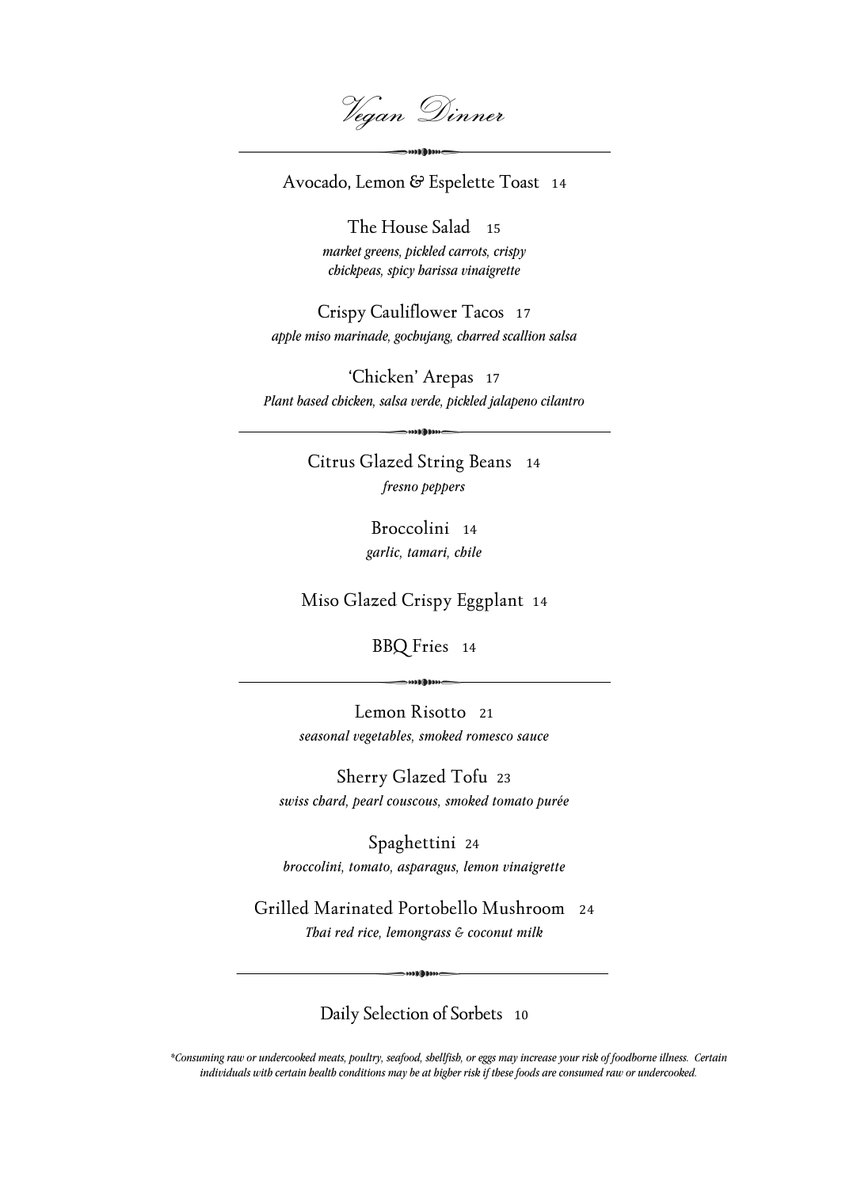# Vegan Dinner

---

Avocado, Lemon & Espelette Toast 14

The House Salad 15
*market greens, pickled carrots, crispy chickpeas, spicy harissa vinaigrette*

Crispy Cauliflower Tacos 17
*apple miso marinade, gochujang, charred scallion salsa*

'Chicken' Arepas 17
*Plant based chicken, salsa verde, pickled jalapeno cilantro*

---

Citrus Glazed String Beans 14
*fresno peppers*

Broccolini 14
*garlic, tamari, chile*

Miso Glazed Crispy Eggplant 14

BBQ Fries 14

---

Lemon Risotto 21
*seasonal vegetables, smoked romesco sauce*

Sherry Glazed Tofu 23
*swiss chard, pearl couscous, smoked tomato purée*

Spaghettini 24
*broccolini, tomato, asparagus, lemon vinaigrette*

Grilled Marinated Portobello Mushroom 24
*Thai red rice, lemongrass & coconut milk*

---

Daily Selection of Sorbets 10

*\*Consuming raw or undercooked meats, poultry, seafood, shellfish, or eggs may increase your risk of foodborne illness. Certain individuals with certain health conditions may be at higher risk if these foods are consumed raw or undercooked.*